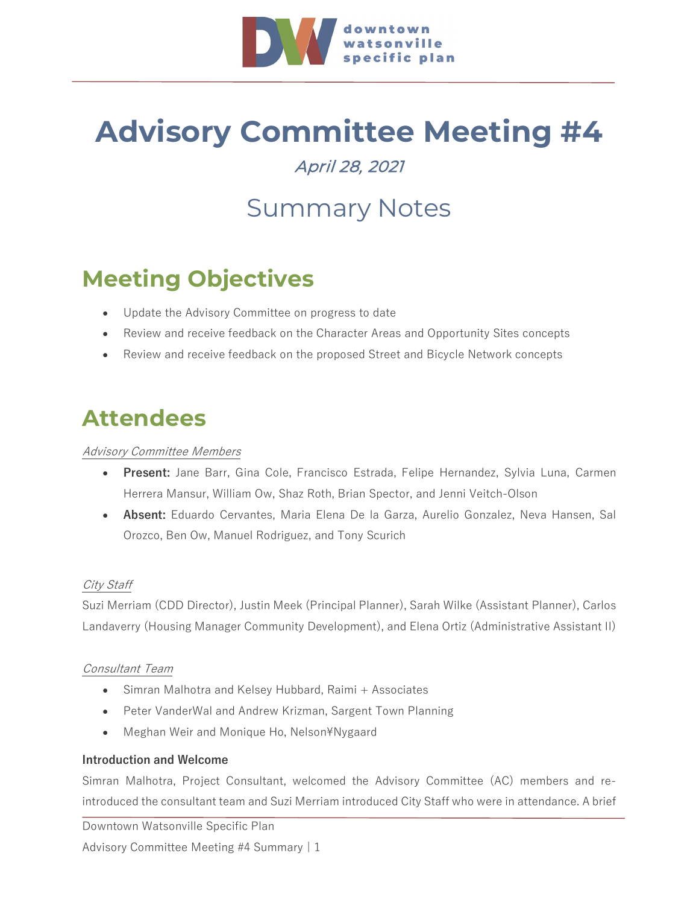# Advisory Committee Meeting #4

*April 28, 2021*

## Summary Notes

## Meeting Objectives

- Update the Advisory Committee on progress to date
- Review and receive feedback on the Character Areas and Opportunity Sites concepts
- Review and receive feedback on the proposed Street and Bicycle Network concepts

## Attendees

*Advisory Committee Members*

- **Present:** Jane Barr, Gina Cole, Francisco Estrada, Felipe Hernandez, Sylvia Luna, Carmen Herrera Mansur, William Ow, Shaz Roth, Brian Spector, and Jenni Veitch-Olson
- **Absent:** Eduardo Cervantes, Maria Elena De la Garza, Aurelio Gonzalez, Neva Hansen, Sal Orozco, Ben Ow, Manuel Rodriguez, and Tony Scurich

*City Staff*

Suzi Merriam (CDD Director), Justin Meek (Principal Planner), Sarah Wilke (Assistant Planner), Carlos Landaverry (Housing Manager Community Development), and Elena Ortiz (Administrative Assistant II)

*Consultant Team*

- Simran Malhotra and Kelsey Hubbard, Raimi + Associates
- Peter VanderWal and Andrew Krizman, Sargent Town Planning
- Meghan Weir and Monique Ho, Nelson¥Nygaard

### Introduction and Welcome

Simran Malhotra, Project Consultant, welcomed the Advisory Committee (AC) members and re-introduced the consultant team and Suzi Merriam introduced City Staff who were in attendance. A brief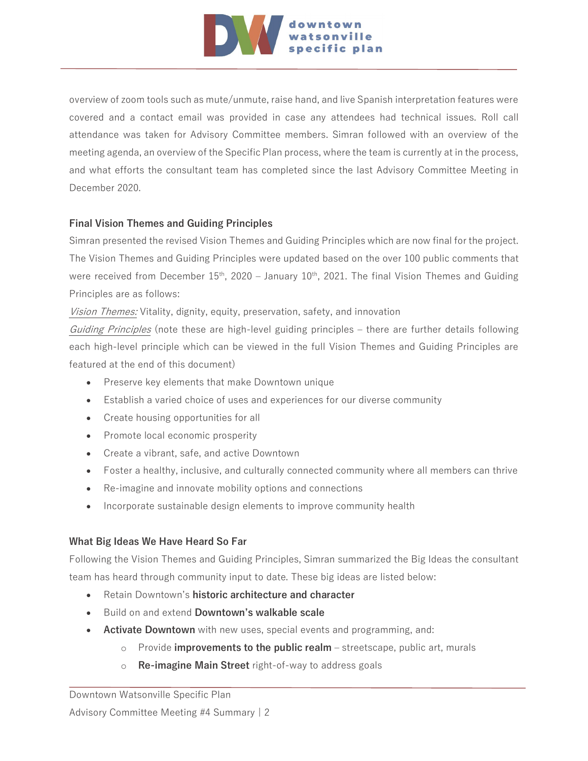overview of zoom tools such as mute/unmute, raise hand, and live Spanish interpretation features were covered and a contact email was provided in case any attendees had technical issues. Roll call attendance was taken for Advisory Committee members. Simran followed with an overview of the meeting agenda, an overview of the Specific Plan process, where the team is currently at in the process, and what efforts the consultant team has completed since the last Advisory Committee Meeting in December 2020.

### Final Vision Themes and Guiding Principles

Simran presented the revised Vision Themes and Guiding Principles which are now final for the project. The Vision Themes and Guiding Principles were updated based on the over 100 public comments that were received from December 15th, 2020 – January 10th, 2021. The final Vision Themes and Guiding Principles are as follows:

*Vision Themes:* Vitality, dignity, equity, preservation, safety, and innovation

*Guiding Principles* (note these are high-level guiding principles – there are further details following each high-level principle which can be viewed in the full Vision Themes and Guiding Principles are featured at the end of this document)

- Preserve key elements that make Downtown unique
- Establish a varied choice of uses and experiences for our diverse community
- Create housing opportunities for all
- Promote local economic prosperity
- Create a vibrant, safe, and active Downtown
- Foster a healthy, inclusive, and culturally connected community where all members can thrive
- Re-imagine and innovate mobility options and connections
- Incorporate sustainable design elements to improve community health

### What Big Ideas We Have Heard So Far

Following the Vision Themes and Guiding Principles, Simran summarized the Big Ideas the consultant team has heard through community input to date. These big ideas are listed below:

- Retain Downtown's **historic architecture and character**
- Build on and extend **Downtown's walkable scale**
- **Activate Downtown** with new uses, special events and programming, and:
  - Provide **improvements to the public realm** – streetscape, public art, murals
  - **Re-imagine Main Street** right-of-way to address goals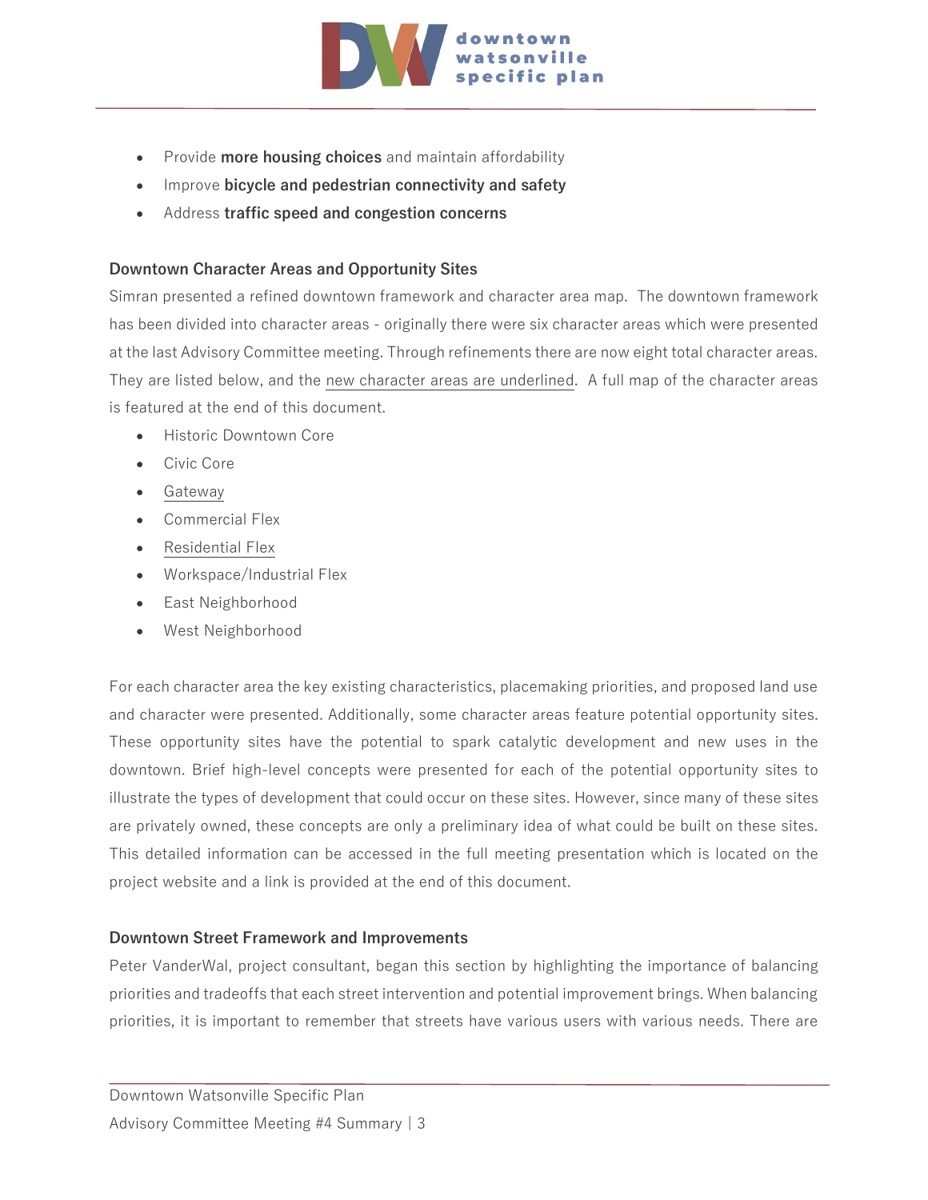- Provide **more housing choices** and maintain affordability
- Improve **bicycle and pedestrian connectivity and safety**
- Address **traffic speed and congestion concerns**

### Downtown Character Areas and Opportunity Sites

Simran presented a refined downtown framework and character area map. The downtown framework has been divided into character areas - originally there were six character areas which were presented at the last Advisory Committee meeting. Through refinements there are now eight total character areas. They are listed below, and the <u>new character areas are underlined</u>. A full map of the character areas is featured at the end of this document.

- Historic Downtown Core
- Civic Core
- <u>Gateway</u>
- Commercial Flex
- <u>Residential Flex</u>
- Workspace/Industrial Flex
- East Neighborhood
- West Neighborhood

For each character area the key existing characteristics, placemaking priorities, and proposed land use and character were presented. Additionally, some character areas feature potential opportunity sites. These opportunity sites have the potential to spark catalytic development and new uses in the downtown. Brief high-level concepts were presented for each of the potential opportunity sites to illustrate the types of development that could occur on these sites. However, since many of these sites are privately owned, these concepts are only a preliminary idea of what could be built on these sites. This detailed information can be accessed in the full meeting presentation which is located on the project website and a link is provided at the end of this document.

### Downtown Street Framework and Improvements

Peter VanderWal, project consultant, began this section by highlighting the importance of balancing priorities and tradeoffs that each street intervention and potential improvement brings. When balancing priorities, it is important to remember that streets have various users with various needs. There are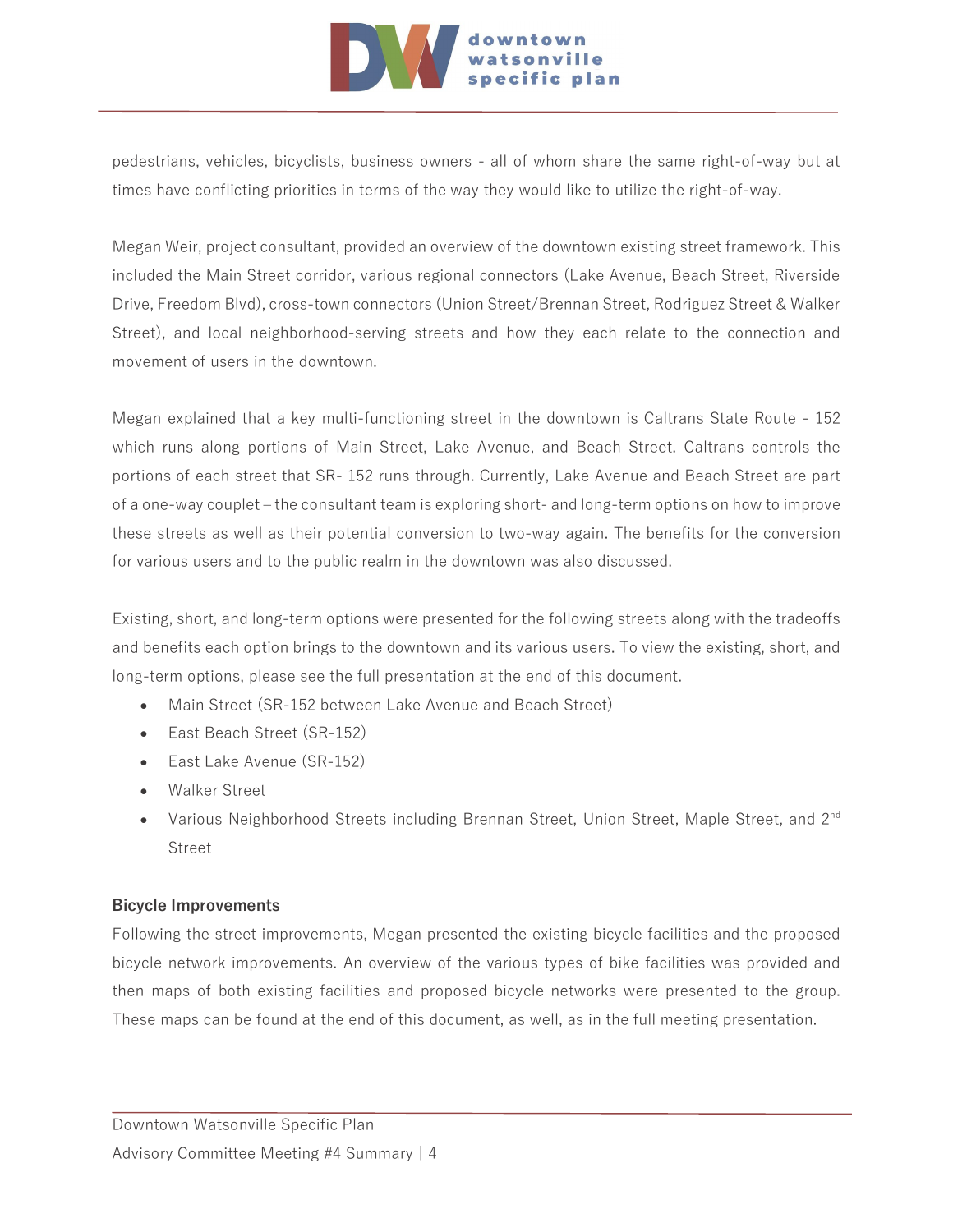pedestrians, vehicles, bicyclists, business owners - all of whom share the same right-of-way but at times have conflicting priorities in terms of the way they would like to utilize the right-of-way.

Megan Weir, project consultant, provided an overview of the downtown existing street framework. This included the Main Street corridor, various regional connectors (Lake Avenue, Beach Street, Riverside Drive, Freedom Blvd), cross-town connectors (Union Street/Brennan Street, Rodriguez Street & Walker Street), and local neighborhood-serving streets and how they each relate to the connection and movement of users in the downtown.

Megan explained that a key multi-functioning street in the downtown is Caltrans State Route - 152 which runs along portions of Main Street, Lake Avenue, and Beach Street. Caltrans controls the portions of each street that SR- 152 runs through. Currently, Lake Avenue and Beach Street are part of a one-way couplet – the consultant team is exploring short- and long-term options on how to improve these streets as well as their potential conversion to two-way again. The benefits for the conversion for various users and to the public realm in the downtown was also discussed.

Existing, short, and long-term options were presented for the following streets along with the tradeoffs and benefits each option brings to the downtown and its various users. To view the existing, short, and long-term options, please see the full presentation at the end of this document.

- Main Street (SR-152 between Lake Avenue and Beach Street)
- East Beach Street (SR-152)
- East Lake Avenue (SR-152)
- Walker Street
- Various Neighborhood Streets including Brennan Street, Union Street, Maple Street, and 2nd Street

**Bicycle Improvements**

Following the street improvements, Megan presented the existing bicycle facilities and the proposed bicycle network improvements. An overview of the various types of bike facilities was provided and then maps of both existing facilities and proposed bicycle networks were presented to the group. These maps can be found at the end of this document, as well, as in the full meeting presentation.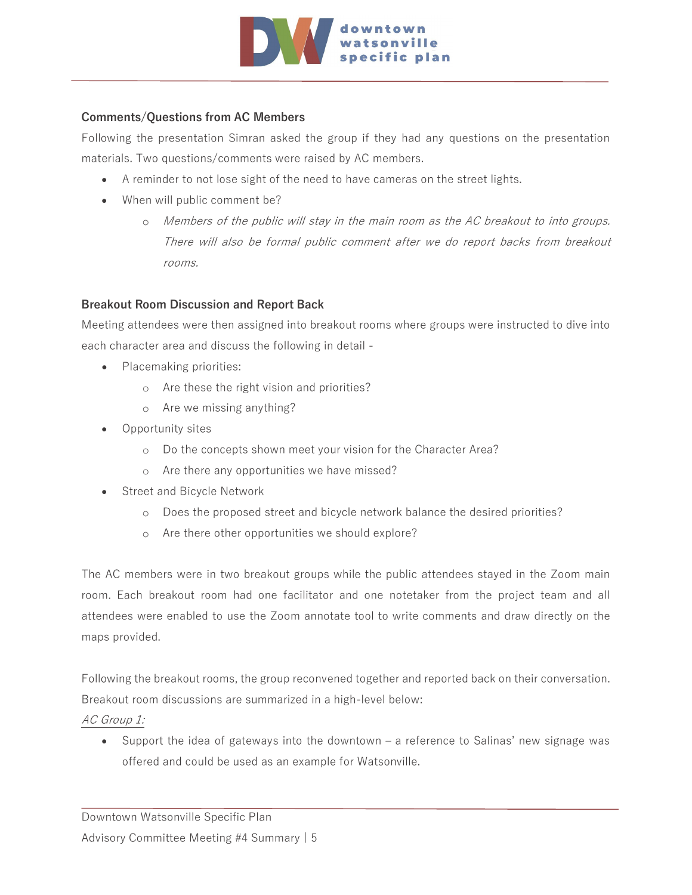### Comments/Questions from AC Members

Following the presentation Simran asked the group if they had any questions on the presentation materials. Two questions/comments were raised by AC members.

- A reminder to not lose sight of the need to have cameras on the street lights.
- When will public comment be?
  - *Members of the public will stay in the main room as the AC breakout to into groups. There will also be formal public comment after we do report backs from breakout rooms.*

### Breakout Room Discussion and Report Back

Meeting attendees were then assigned into breakout rooms where groups were instructed to dive into each character area and discuss the following in detail -

- Placemaking priorities:
  - Are these the right vision and priorities?
  - Are we missing anything?
- Opportunity sites
  - Do the concepts shown meet your vision for the Character Area?
  - Are there any opportunities we have missed?
- Street and Bicycle Network
  - Does the proposed street and bicycle network balance the desired priorities?
  - Are there other opportunities we should explore?

The AC members were in two breakout groups while the public attendees stayed in the Zoom main room. Each breakout room had one facilitator and one notetaker from the project team and all attendees were enabled to use the Zoom annotate tool to write comments and draw directly on the maps provided.

Following the breakout rooms, the group reconvened together and reported back on their conversation. Breakout room discussions are summarized in a high-level below:

*AC Group 1:*

- Support the idea of gateways into the downtown – a reference to Salinas' new signage was offered and could be used as an example for Watsonville.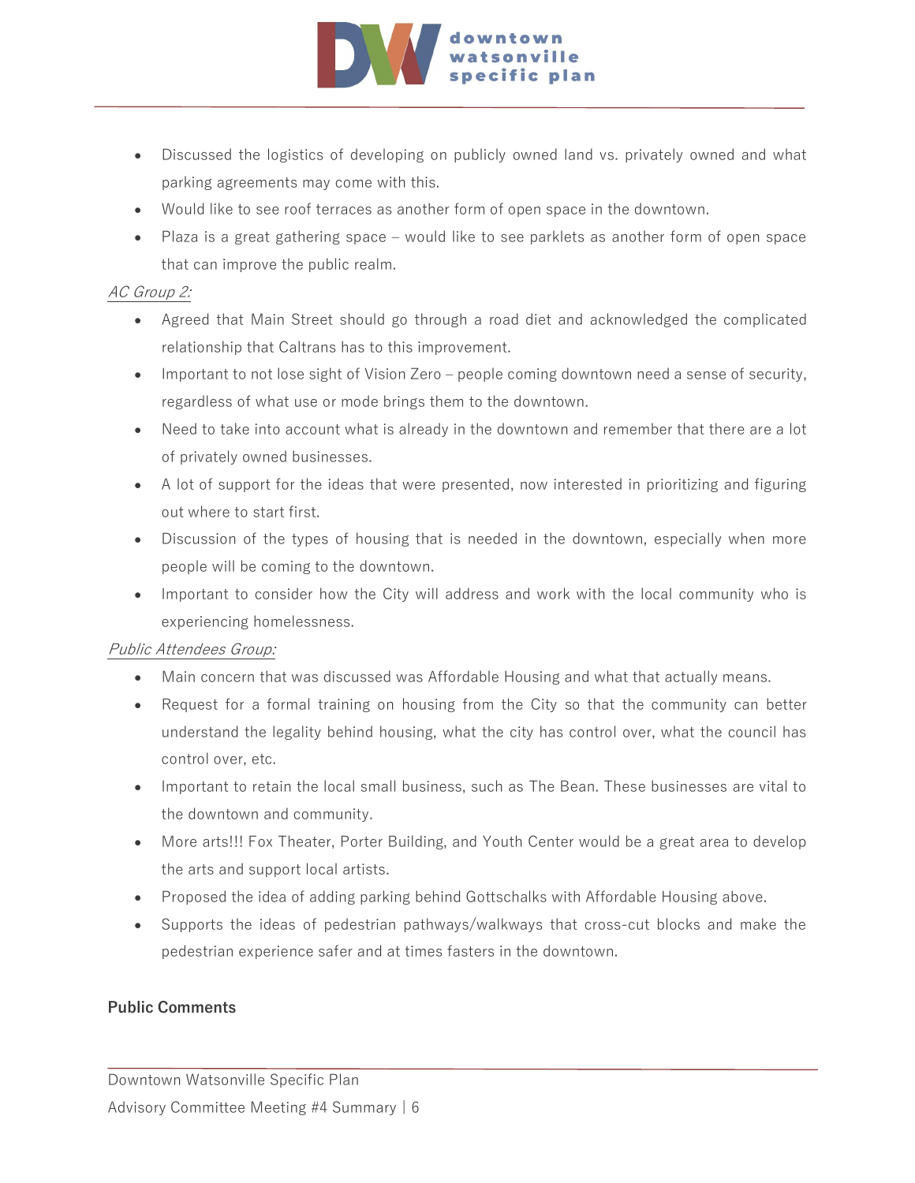- Discussed the logistics of developing on publicly owned land vs. privately owned and what parking agreements may come with this.
- Would like to see roof terraces as another form of open space in the downtown.
- Plaza is a great gathering space – would like to see parklets as another form of open space that can improve the public realm.

*AC Group 2:*

- Agreed that Main Street should go through a road diet and acknowledged the complicated relationship that Caltrans has to this improvement.
- Important to not lose sight of Vision Zero – people coming downtown need a sense of security, regardless of what use or mode brings them to the downtown.
- Need to take into account what is already in the downtown and remember that there are a lot of privately owned businesses.
- A lot of support for the ideas that were presented, now interested in prioritizing and figuring out where to start first.
- Discussion of the types of housing that is needed in the downtown, especially when more people will be coming to the downtown.
- Important to consider how the City will address and work with the local community who is experiencing homelessness.

*Public Attendees Group:*

- Main concern that was discussed was Affordable Housing and what that actually means.
- Request for a formal training on housing from the City so that the community can better understand the legality behind housing, what the city has control over, what the council has control over, etc.
- Important to retain the local small business, such as The Bean. These businesses are vital to the downtown and community.
- More arts!!! Fox Theater, Porter Building, and Youth Center would be a great area to develop the arts and support local artists.
- Proposed the idea of adding parking behind Gottschalks with Affordable Housing above.
- Supports the ideas of pedestrian pathways/walkways that cross-cut blocks and make the pedestrian experience safer and at times fasters in the downtown.

**Public Comments**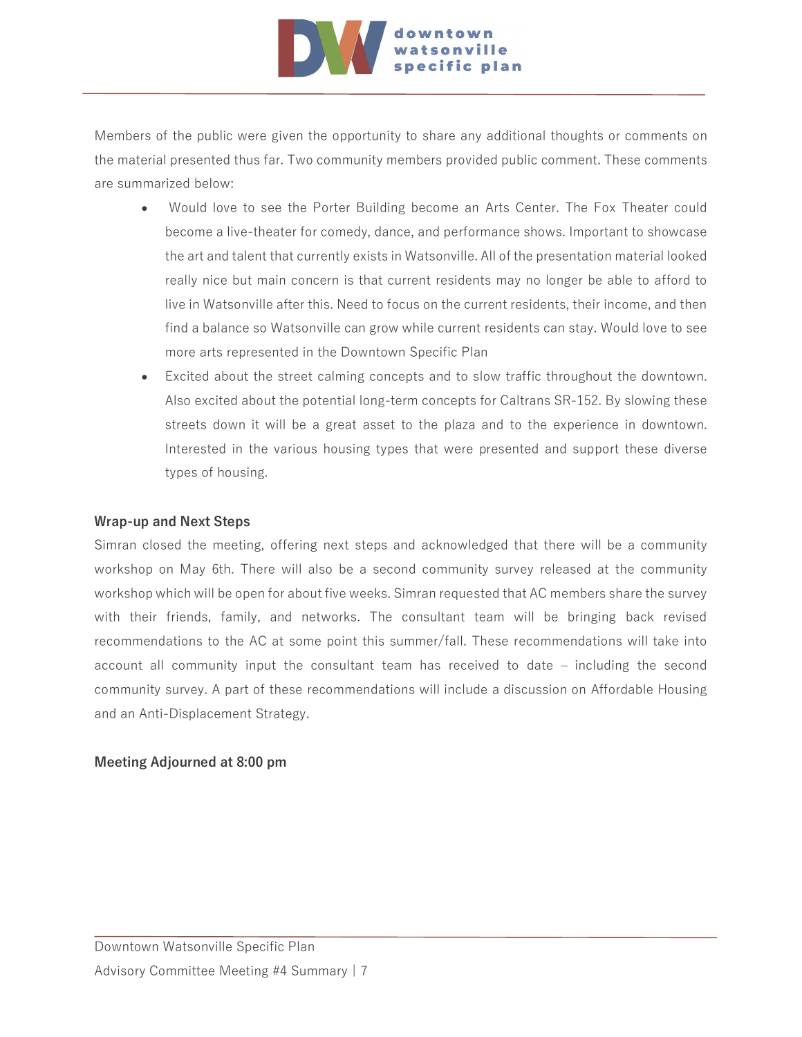Members of the public were given the opportunity to share any additional thoughts or comments on the material presented thus far. Two community members provided public comment. These comments are summarized below:

- Would love to see the Porter Building become an Arts Center. The Fox Theater could become a live-theater for comedy, dance, and performance shows. Important to showcase the art and talent that currently exists in Watsonville. All of the presentation material looked really nice but main concern is that current residents may no longer be able to afford to live in Watsonville after this. Need to focus on the current residents, their income, and then find a balance so Watsonville can grow while current residents can stay. Would love to see more arts represented in the Downtown Specific Plan
- Excited about the street calming concepts and to slow traffic throughout the downtown. Also excited about the potential long-term concepts for Caltrans SR-152. By slowing these streets down it will be a great asset to the plaza and to the experience in downtown. Interested in the various housing types that were presented and support these diverse types of housing.

**Wrap-up and Next Steps**

Simran closed the meeting, offering next steps and acknowledged that there will be a community workshop on May 6th. There will also be a second community survey released at the community workshop which will be open for about five weeks. Simran requested that AC members share the survey with their friends, family, and networks. The consultant team will be bringing back revised recommendations to the AC at some point this summer/fall. These recommendations will take into account all community input the consultant team has received to date – including the second community survey. A part of these recommendations will include a discussion on Affordable Housing and an Anti-Displacement Strategy.

**Meeting Adjourned at 8:00 pm**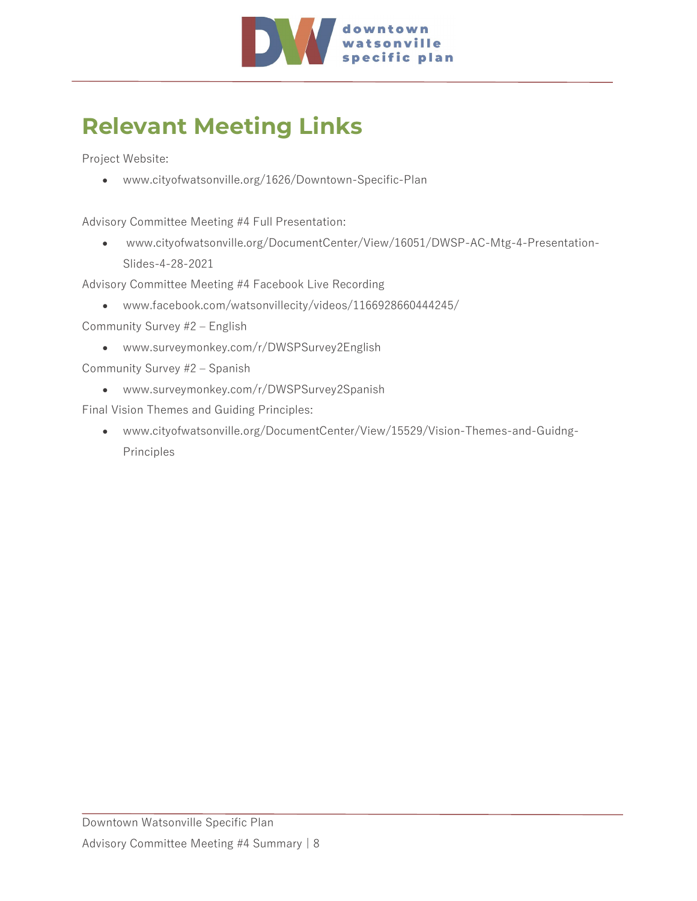## Relevant Meeting Links

Project Website:

- www.cityofwatsonville.org/1626/Downtown-Specific-Plan

Advisory Committee Meeting #4 Full Presentation:

- www.cityofwatsonville.org/DocumentCenter/View/16051/DWSP-AC-Mtg-4-Presentation-Slides-4-28-2021

Advisory Committee Meeting #4 Facebook Live Recording

- www.facebook.com/watsonvillecity/videos/1166928660444245/

Community Survey #2 – English

- www.surveymonkey.com/r/DWSPSurvey2English

Community Survey #2 – Spanish

- www.surveymonkey.com/r/DWSPSurvey2Spanish

Final Vision Themes and Guiding Principles:

- www.cityofwatsonville.org/DocumentCenter/View/15529/Vision-Themes-and-Guidng-Principles